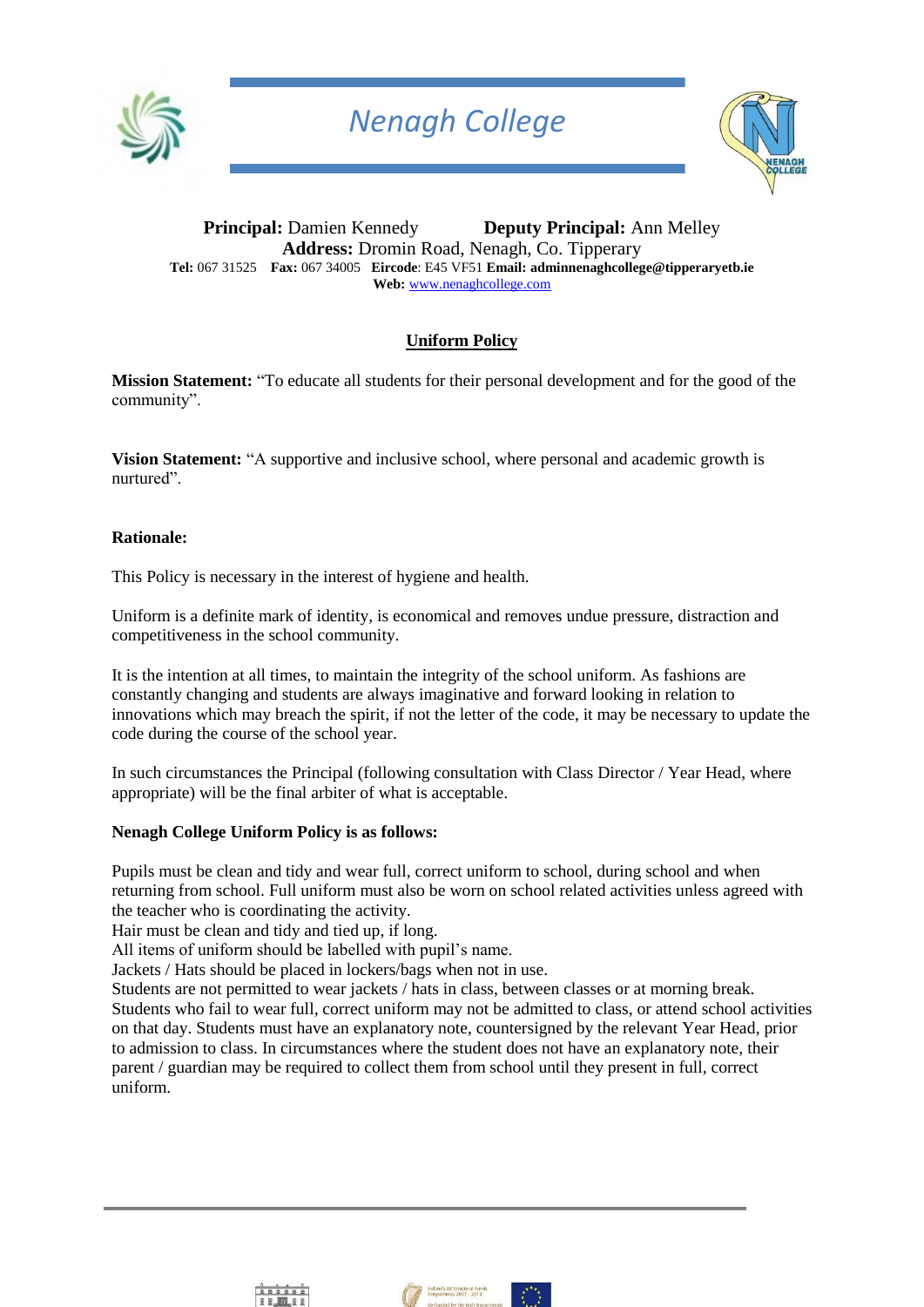# Nenagh College

**Principal:** Damien Kennedy **Deputy Principal:** Ann Melley
**Address:** Dromin Road, Nenagh, Co. Tipperary
**Tel:** 067 31525 **Fax:** 067 34005 **Eircode**: E45 VF51 **Email: adminnenaghcollege@tipperaryetb.ie**
**Web:** www.nenaghcollege.com

## Uniform Policy

**Mission Statement:** "To educate all students for their personal development and for the good of the community".

**Vision Statement:** "A supportive and inclusive school, where personal and academic growth is nurtured".

**Rationale:**

This Policy is necessary in the interest of hygiene and health.

Uniform is a definite mark of identity, is economical and removes undue pressure, distraction and competitiveness in the school community.

It is the intention at all times, to maintain the integrity of the school uniform. As fashions are constantly changing and students are always imaginative and forward looking in relation to innovations which may breach the spirit, if not the letter of the code, it may be necessary to update the code during the course of the school year.

In such circumstances the Principal (following consultation with Class Director / Year Head, where appropriate) will be the final arbiter of what is acceptable.

**Nenagh College Uniform Policy is as follows:**

Pupils must be clean and tidy and wear full, correct uniform to school, during school and when returning from school. Full uniform must also be worn on school related activities unless agreed with the teacher who is coordinating the activity.
Hair must be clean and tidy and tied up, if long.
All items of uniform should be labelled with pupil's name.
Jackets / Hats should be placed in lockers/bags when not in use.
Students are not permitted to wear jackets / hats in class, between classes or at morning break.
Students who fail to wear full, correct uniform may not be admitted to class, or attend school activities on that day. Students must have an explanatory note, countersigned by the relevant Year Head, prior to admission to class. In circumstances where the student does not have an explanatory note, their parent / guardian may be required to collect them from school until they present in full, correct uniform.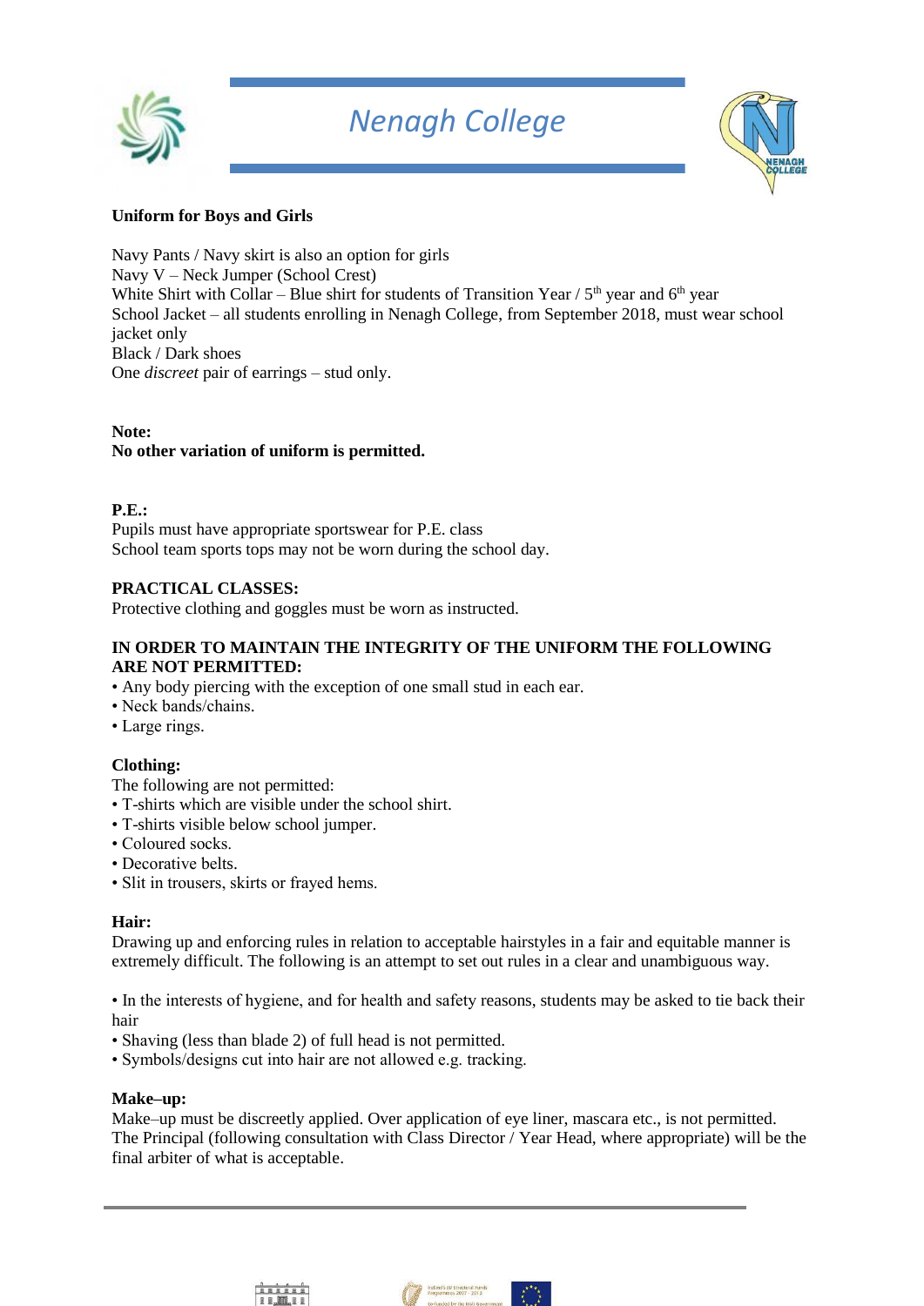# Nenagh College

**Uniform for Boys and Girls**

Navy Pants / Navy skirt is also an option for girls
Navy V – Neck Jumper (School Crest)
White Shirt with Collar – Blue shirt for students of Transition Year / 5th year and 6th year
School Jacket – all students enrolling in Nenagh College, from September 2018, must wear school jacket only
Black / Dark shoes
One *discreet* pair of earrings – stud only.

**Note:**
**No other variation of uniform is permitted.**

**P.E.:**
Pupils must have appropriate sportswear for P.E. class
School team sports tops may not be worn during the school day.

**PRACTICAL CLASSES:**
Protective clothing and goggles must be worn as instructed.

**IN ORDER TO MAINTAIN THE INTEGRITY OF THE UNIFORM THE FOLLOWING ARE NOT PERMITTED:**

- Any body piercing with the exception of one small stud in each ear.
- Neck bands/chains.
- Large rings.

**Clothing:**
The following are not permitted:

- T-shirts which are visible under the school shirt.
- T-shirts visible below school jumper.
- Coloured socks.
- Decorative belts.
- Slit in trousers, skirts or frayed hems.

**Hair:**
Drawing up and enforcing rules in relation to acceptable hairstyles in a fair and equitable manner is extremely difficult. The following is an attempt to set out rules in a clear and unambiguous way.

- In the interests of hygiene, and for health and safety reasons, students may be asked to tie back their hair
- Shaving (less than blade 2) of full head is not permitted.
- Symbols/designs cut into hair are not allowed e.g. tracking.

**Make–up:**
Make–up must be discreetly applied. Over application of eye liner, mascara etc., is not permitted. The Principal (following consultation with Class Director / Year Head, where appropriate) will be the final arbiter of what is acceptable.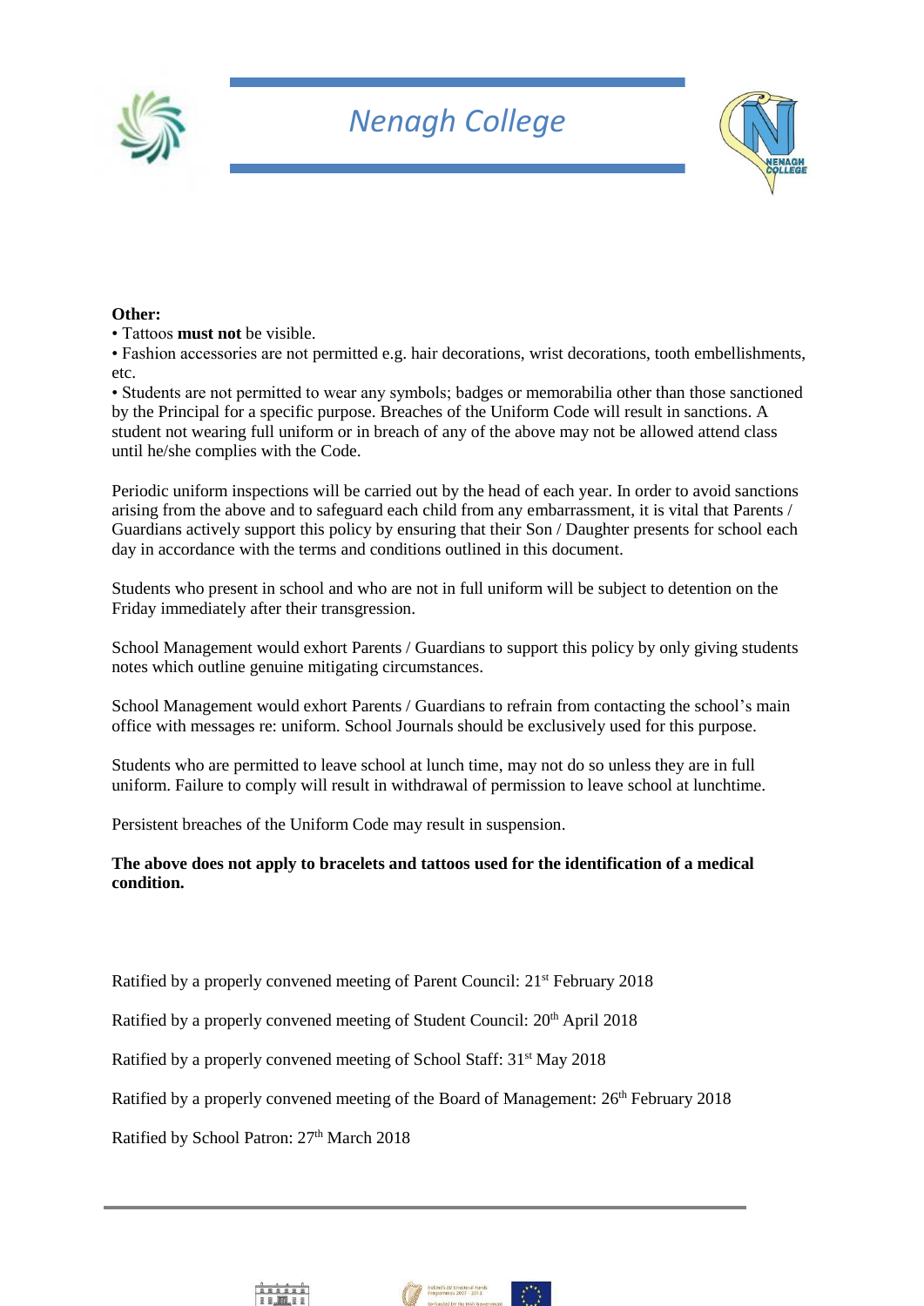**Other:**

- Tattoos **must not** be visible.
- Fashion accessories are not permitted e.g. hair decorations, wrist decorations, tooth embellishments, etc.
- Students are not permitted to wear any symbols; badges or memorabilia other than those sanctioned by the Principal for a specific purpose. Breaches of the Uniform Code will result in sanctions. A student not wearing full uniform or in breach of any of the above may not be allowed attend class until he/she complies with the Code.

Periodic uniform inspections will be carried out by the head of each year. In order to avoid sanctions arising from the above and to safeguard each child from any embarrassment, it is vital that Parents / Guardians actively support this policy by ensuring that their Son / Daughter presents for school each day in accordance with the terms and conditions outlined in this document.

Students who present in school and who are not in full uniform will be subject to detention on the Friday immediately after their transgression.

School Management would exhort Parents / Guardians to support this policy by only giving students notes which outline genuine mitigating circumstances.

School Management would exhort Parents / Guardians to refrain from contacting the school's main office with messages re: uniform. School Journals should be exclusively used for this purpose.

Students who are permitted to leave school at lunch time, may not do so unless they are in full uniform. Failure to comply will result in withdrawal of permission to leave school at lunchtime.

Persistent breaches of the Uniform Code may result in suspension.

**The above does not apply to bracelets and tattoos used for the identification of a medical condition.**

Ratified by a properly convened meeting of Parent Council: 21st February 2018

Ratified by a properly convened meeting of Student Council: 20th April 2018

Ratified by a properly convened meeting of School Staff: 31st May 2018

Ratified by a properly convened meeting of the Board of Management: 26th February 2018

Ratified by School Patron: 27th March 2018